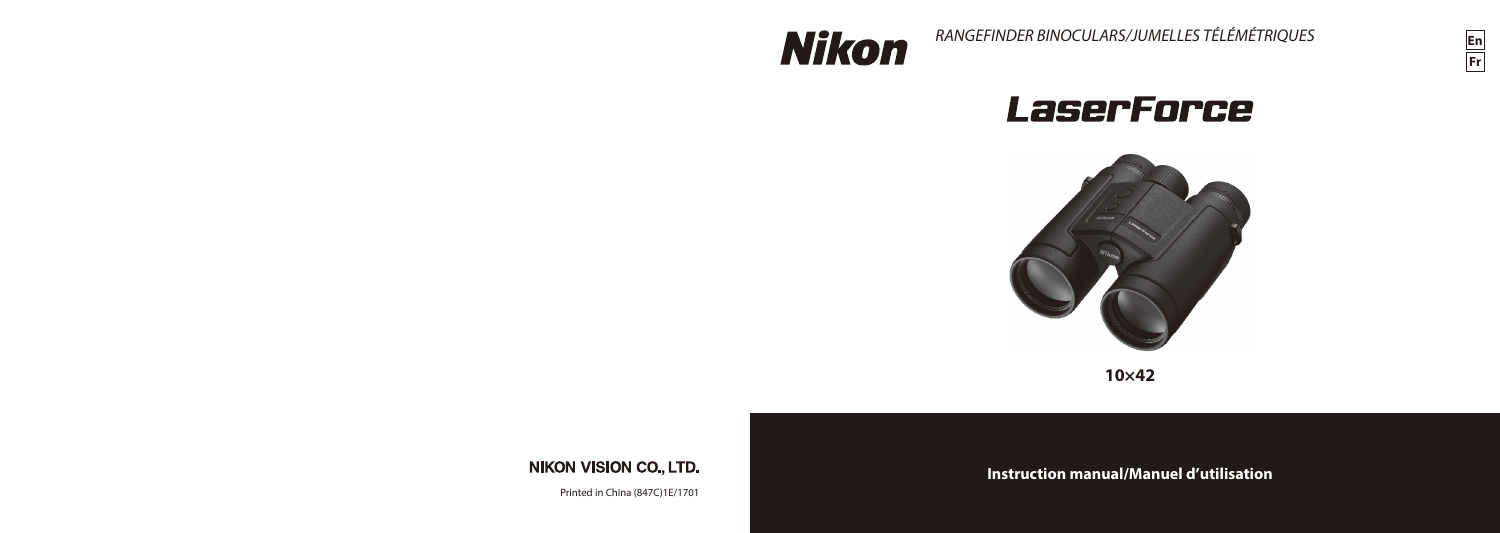Nikon

*RANGEFINDER BINOCULARS/JUMELLES TÉLÉMÉTRIQUES*

En
Fr

# LaserForce

**10×42**

NIKON VISION CO., LTD.

Printed in China (847C)1E/1701

**Instruction manual/Manuel d'utilisation**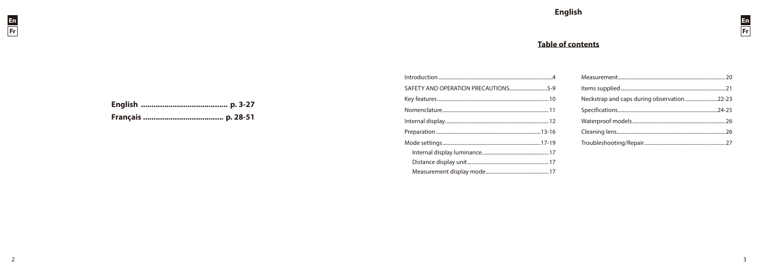**English ........................................ p. 3-27**

**Français ..................................... p. 28-51**

# English

## Table of contents

Introduction ........................................................................................4

SAFETY AND OPERATION PRECAUTIONS..............................5-9

Key features........................................................................................10

Nomenclature.....................................................................................11

Internal display...................................................................................12

Preparation ...................................................................................13-16

Mode settings...............................................................................17-19

- Internal display luminance...................................................17
- Distance display unit..............................................................17
- Measurement display mode................................................17

Measurement.....................................................................................20

Items supplied....................................................................................21

Neckstrap and caps during observation.........................22-23

Specifications...............................................................................24-25

Waterproof models..........................................................................26

Cleaning lens.......................................................................................26

Troubleshooting/Repair..................................................................27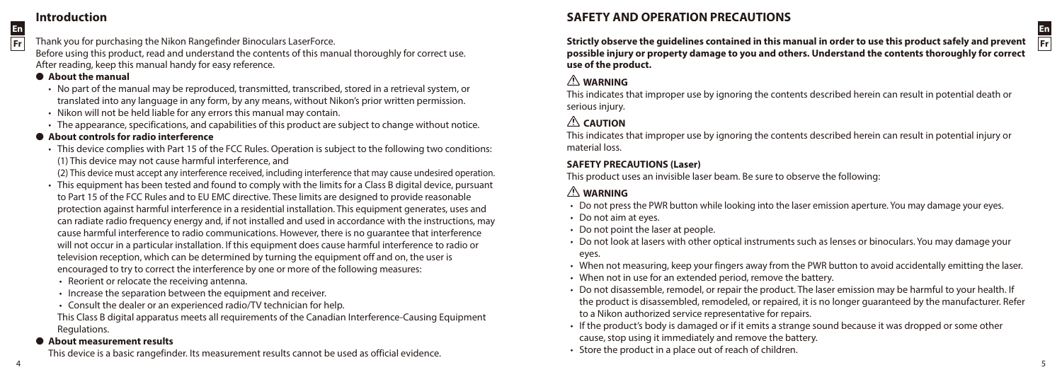## Introduction

Thank you for purchasing the Nikon Rangefinder Binoculars LaserForce.
Before using this product, read and understand the contents of this manual thoroughly for correct use.
After reading, keep this manual handy for easy reference.

### About the manual

- No part of the manual may be reproduced, transmitted, transcribed, stored in a retrieval system, or translated into any language in any form, by any means, without Nikon's prior written permission.
- Nikon will not be held liable for any errors this manual may contain.
- The appearance, specifications, and capabilities of this product are subject to change without notice.

### About controls for radio interference

- This device complies with Part 15 of the FCC Rules. Operation is subject to the following two conditions:
  (1) This device may not cause harmful interference, and
  (2) This device must accept any interference received, including interference that may cause undesired operation.
- This equipment has been tested and found to comply with the limits for a Class B digital device, pursuant to Part 15 of the FCC Rules and to EU EMC directive. These limits are designed to provide reasonable protection against harmful interference in a residential installation. This equipment generates, uses and can radiate radio frequency energy and, if not installed and used in accordance with the instructions, may cause harmful interference to radio communications. However, there is no guarantee that interference will not occur in a particular installation. If this equipment does cause harmful interference to radio or television reception, which can be determined by turning the equipment off and on, the user is encouraged to try to correct the interference by one or more of the following measures:
  - Reorient or relocate the receiving antenna.
  - Increase the separation between the equipment and receiver.
  - Consult the dealer or an experienced radio/TV technician for help.

  This Class B digital apparatus meets all requirements of the Canadian Interference-Causing Equipment Regulations.

### About measurement results

This device is a basic rangefinder. Its measurement results cannot be used as official evidence.

## SAFETY AND OPERATION PRECAUTIONS

**Strictly observe the guidelines contained in this manual in order to use this product safely and prevent possible injury or property damage to you and others. Understand the contents thoroughly for correct use of the product.**

### ⚠ WARNING

This indicates that improper use by ignoring the contents described herein can result in potential death or serious injury.

### ⚠ CAUTION

This indicates that improper use by ignoring the contents described herein can result in potential injury or material loss.

### SAFETY PRECAUTIONS (Laser)

This product uses an invisible laser beam. Be sure to observe the following:

### ⚠ WARNING

- Do not press the PWR button while looking into the laser emission aperture. You may damage your eyes.
- Do not aim at eyes.
- Do not point the laser at people.
- Do not look at lasers with other optical instruments such as lenses or binoculars. You may damage your eyes.
- When not measuring, keep your fingers away from the PWR button to avoid accidentally emitting the laser.
- When not in use for an extended period, remove the battery.
- Do not disassemble, remodel, or repair the product. The laser emission may be harmful to your health. If the product is disassembled, remodeled, or repaired, it is no longer guaranteed by the manufacturer. Refer to a Nikon authorized service representative for repairs.
- If the product's body is damaged or if it emits a strange sound because it was dropped or some other cause, stop using it immediately and remove the battery.
- Store the product in a place out of reach of children.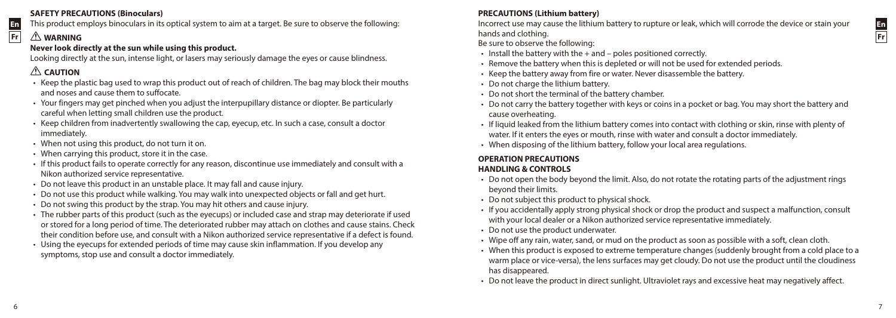## SAFETY PRECAUTIONS (Binoculars)

This product employs binoculars in its optical system to aim at a target. Be sure to observe the following:

### ⚠ WARNING

**Never look directly at the sun while using this product.**

Looking directly at the sun, intense light, or lasers may seriously damage the eyes or cause blindness.

### ⚠ CAUTION

- Keep the plastic bag used to wrap this product out of reach of children. The bag may block their mouths and noses and cause them to suffocate.
- Your fingers may get pinched when you adjust the interpupillary distance or diopter. Be particularly careful when letting small children use the product.
- Keep children from inadvertently swallowing the cap, eyecup, etc. In such a case, consult a doctor immediately.
- When not using this product, do not turn it on.
- When carrying this product, store it in the case.
- If this product fails to operate correctly for any reason, discontinue use immediately and consult with a Nikon authorized service representative.
- Do not leave this product in an unstable place. It may fall and cause injury.
- Do not use this product while walking. You may walk into unexpected objects or fall and get hurt.
- Do not swing this product by the strap. You may hit others and cause injury.
- The rubber parts of this product (such as the eyecups) or included case and strap may deteriorate if used or stored for a long period of time. The deteriorated rubber may attach on clothes and cause stains. Check their condition before use, and consult with a Nikon authorized service representative if a defect is found.
- Using the eyecups for extended periods of time may cause skin inflammation. If you develop any symptoms, stop use and consult a doctor immediately.

## PRECAUTIONS (Lithium battery)

Incorrect use may cause the lithium battery to rupture or leak, which will corrode the device or stain your hands and clothing.

Be sure to observe the following:

- Install the battery with the + and – poles positioned correctly.
- Remove the battery when this is depleted or will not be used for extended periods.
- Keep the battery away from fire or water. Never disassemble the battery.
- Do not charge the lithium battery.
- Do not short the terminal of the battery chamber.
- Do not carry the battery together with keys or coins in a pocket or bag. You may short the battery and cause overheating.
- If liquid leaked from the lithium battery comes into contact with clothing or skin, rinse with plenty of water. If it enters the eyes or mouth, rinse with water and consult a doctor immediately.
- When disposing of the lithium battery, follow your local area regulations.

## OPERATION PRECAUTIONS

### HANDLING & CONTROLS

- Do not open the body beyond the limit. Also, do not rotate the rotating parts of the adjustment rings beyond their limits.
- Do not subject this product to physical shock.
- If you accidentally apply strong physical shock or drop the product and suspect a malfunction, consult with your local dealer or a Nikon authorized service representative immediately.
- Do not use the product underwater.
- Wipe off any rain, water, sand, or mud on the product as soon as possible with a soft, clean cloth.
- When this product is exposed to extreme temperature changes (suddenly brought from a cold place to a warm place or vice-versa), the lens surfaces may get cloudy. Do not use the product until the cloudiness has disappeared.
- Do not leave the product in direct sunlight. Ultraviolet rays and excessive heat may negatively affect.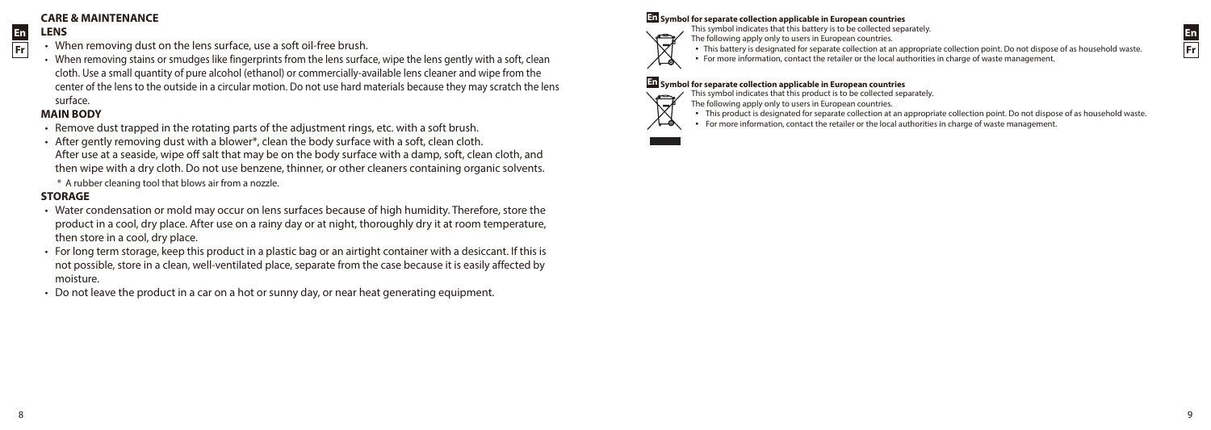## CARE & MAINTENANCE

### LENS

- When removing dust on the lens surface, use a soft oil-free brush.
- When removing stains or smudges like fingerprints from the lens surface, wipe the lens gently with a soft, clean cloth. Use a small quantity of pure alcohol (ethanol) or commercially-available lens cleaner and wipe from the center of the lens to the outside in a circular motion. Do not use hard materials because they may scratch the lens surface.

### MAIN BODY

- Remove dust trapped in the rotating parts of the adjustment rings, etc. with a soft brush.
- After gently removing dust with a blower*, clean the body surface with a soft, clean cloth.
  After use at a seaside, wipe off salt that may be on the body surface with a damp, soft, clean cloth, and then wipe with a dry cloth. Do not use benzene, thinner, or other cleaners containing organic solvents.
  \* A rubber cleaning tool that blows air from a nozzle.

### STORAGE

- Water condensation or mold may occur on lens surfaces because of high humidity. Therefore, store the product in a cool, dry place. After use on a rainy day or at night, thoroughly dry it at room temperature, then store in a cool, dry place.
- For long term storage, keep this product in a plastic bag or an airtight container with a desiccant. If this is not possible, store in a clean, well-ventilated place, separate from the case because it is easily affected by moisture.
- Do not leave the product in a car on a hot or sunny day, or near heat generating equipment.

### Symbol for separate collection applicable in European countries

This symbol indicates that this battery is to be collected separately.
The following apply only to users in European countries.

- This battery is designated for separate collection at an appropriate collection point. Do not dispose of as household waste.
- For more information, contact the retailer or the local authorities in charge of waste management.

### Symbol for separate collection applicable in European countries

This symbol indicates that this product is to be collected separately.
The following apply only to users in European countries.

- This product is designated for separate collection at an appropriate collection point. Do not dispose of as household waste.
- For more information, contact the retailer or the local authorities in charge of waste management.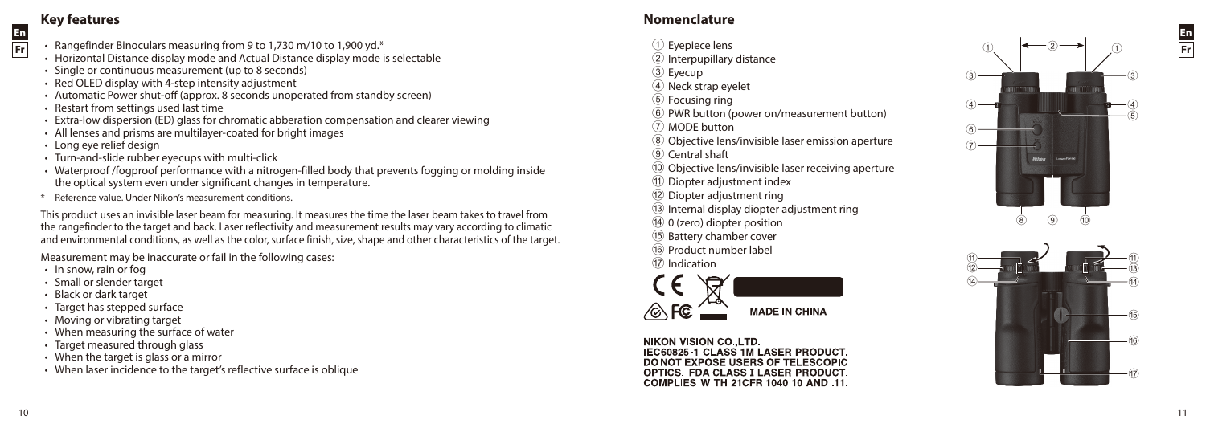## Key features

- Rangefinder Binoculars measuring from 9 to 1,730 m/10 to 1,900 yd.*
- Horizontal Distance display mode and Actual Distance display mode is selectable
- Single or continuous measurement (up to 8 seconds)
- Red OLED display with 4-step intensity adjustment
- Automatic Power shut-off (approx. 8 seconds unoperated from standby screen)
- Restart from settings used last time
- Extra-low dispersion (ED) glass for chromatic abberation compensation and clearer viewing
- All lenses and prisms are multilayer-coated for bright images
- Long eye relief design
- Turn-and-slide rubber eyecups with multi-click
- Waterproof /fogproof performance with a nitrogen-filled body that prevents fogging or molding inside the optical system even under significant changes in temperature.

\* Reference value. Under Nikon's measurement conditions.

This product uses an invisible laser beam for measuring. It measures the time the laser beam takes to travel from the rangefinder to the target and back. Laser reflectivity and measurement results may vary according to climatic and environmental conditions, as well as the color, surface finish, size, shape and other characteristics of the target.

Measurement may be inaccurate or fail in the following cases:

- In snow, rain or fog
- Small or slender target
- Black or dark target
- Target has stepped surface
- Moving or vibrating target
- When measuring the surface of water
- Target measured through glass
- When the target is glass or a mirror
- When laser incidence to the target's reflective surface is oblique

## Nomenclature

1. Eyepiece lens
2. Interpupillary distance
3. Eyecup
4. Neck strap eyelet
5. Focusing ring
6. PWR button (power on/measurement button)
7. MODE button
8. Objective lens/invisible laser emission aperture
9. Central shaft
10. Objective lens/invisible laser receiving aperture
11. Diopter adjustment index
12. Diopter adjustment ring
13. Internal display diopter adjustment ring
14. 0 (zero) diopter position
15. Battery chamber cover
16. Product number label
17. Indication

MADE IN CHINA

NIKON VISION CO.,LTD.
IEC60825-1 CLASS 1M LASER PRODUCT.
DO NOT EXPOSE USERS OF TELESCOPIC OPTICS. FDA CLASS I LASER PRODUCT.
COMPLIES WITH 21CFR 1040.10 AND .11.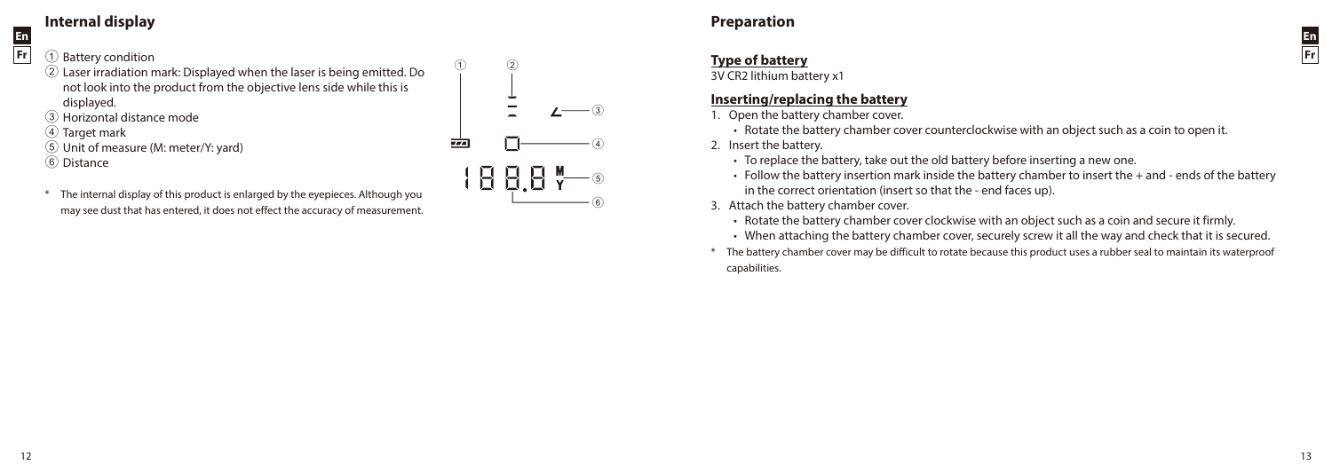## Internal display

1. Battery condition
2. Laser irradiation mark: Displayed when the laser is being emitted. Do not look into the product from the objective lens side while this is displayed.
3. Horizontal distance mode
4. Target mark
5. Unit of measure (M: meter/Y: yard)
6. Distance

\* The internal display of this product is enlarged by the eyepieces. Although you may see dust that has entered, it does not effect the accuracy of measurement.

## Preparation

### Type of battery

3V CR2 lithium battery x1

### Inserting/replacing the battery

1. Open the battery chamber cover.
   - Rotate the battery chamber cover counterclockwise with an object such as a coin to open it.
2. Insert the battery.
   - To replace the battery, take out the old battery before inserting a new one.
   - Follow the battery insertion mark inside the battery chamber to insert the + and - ends of the battery in the correct orientation (insert so that the - end faces up).
3. Attach the battery chamber cover.
   - Rotate the battery chamber cover clockwise with an object such as a coin and secure it firmly.
   - When attaching the battery chamber cover, securely screw it all the way and check that it is secured.

\* The battery chamber cover may be difficult to rotate because this product uses a rubber seal to maintain its waterproof capabilities.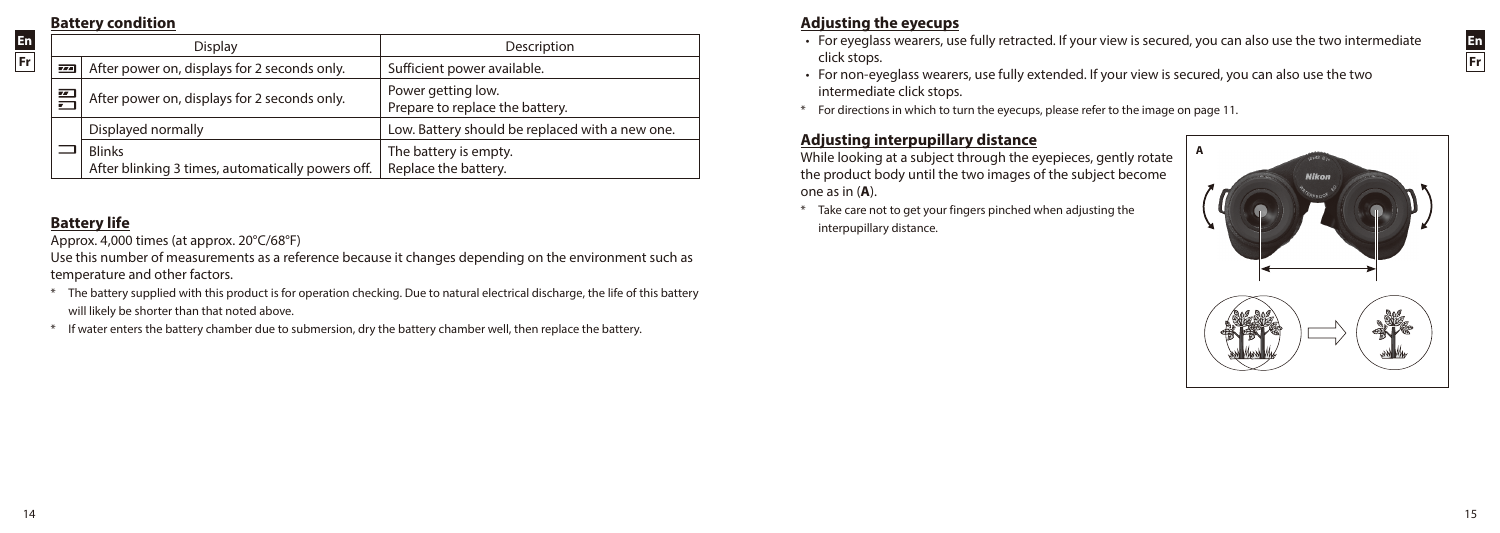## Battery condition

| Display | | Description |
|---|---|---|
| ▰▰▰ | After power on, displays for 2 seconds only. | Sufficient power available. |
| ▰▰ | After power on, displays for 2 seconds only. | Power getting low. Prepare to replace the battery. |
| ▭ | Displayed normally | Low. Battery should be replaced with a new one. |
| | Blinks After blinking 3 times, automatically powers off. | The battery is empty. Replace the battery. |

## Battery life

Approx. 4,000 times (at approx. 20°C/68°F)

Use this number of measurements as a reference because it changes depending on the environment such as temperature and other factors.

* The battery supplied with this product is for operation checking. Due to natural electrical discharge, the life of this battery will likely be shorter than that noted above.
* If water enters the battery chamber due to submersion, dry the battery chamber well, then replace the battery.

## Adjusting the eyecups

- For eyeglass wearers, use fully retracted. If your view is secured, you can also use the two intermediate click stops.
- For non-eyeglass wearers, use fully extended. If your view is secured, you can also use the two intermediate click stops.

\* For directions in which to turn the eyecups, please refer to the image on page 11.

## Adjusting interpupillary distance

While looking at a subject through the eyepieces, gently rotate the product body until the two images of the subject become one as in (**A**).

\* Take care not to get your fingers pinched when adjusting the interpupillary distance.

**A**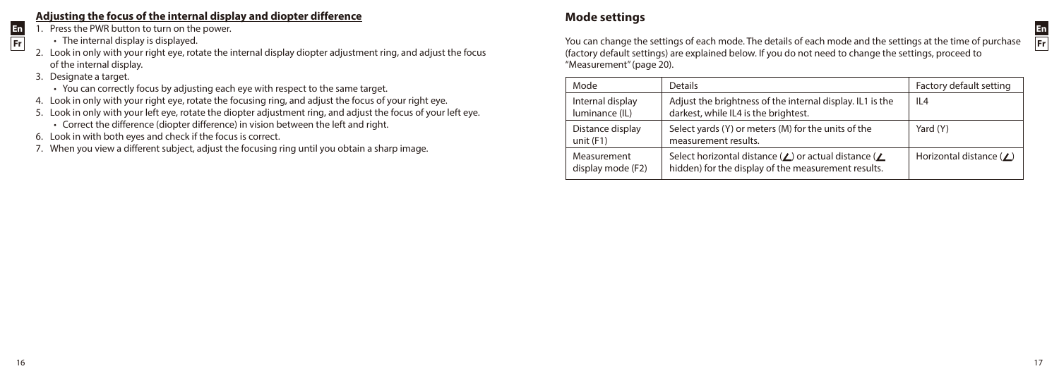## Adjusting the focus of the internal display and diopter difference

1. Press the PWR button to turn on the power.
   - The internal display is displayed.
2. Look in only with your right eye, rotate the internal display diopter adjustment ring, and adjust the focus of the internal display.
3. Designate a target.
   - You can correctly focus by adjusting each eye with respect to the same target.
4. Look in only with your right eye, rotate the focusing ring, and adjust the focus of your right eye.
5. Look in only with your left eye, rotate the diopter adjustment ring, and adjust the focus of your left eye.
   - Correct the difference (diopter difference) in vision between the left and right.
6. Look in with both eyes and check if the focus is correct.
7. When you view a different subject, adjust the focusing ring until you obtain a sharp image.

## Mode settings

You can change the settings of each mode. The details of each mode and the settings at the time of purchase (factory default settings) are explained below. If you do not need to change the settings, proceed to "Measurement" (page 20).

| Mode | Details | Factory default setting |
|---|---|---|
| Internal display luminance (IL) | Adjust the brightness of the internal display. IL1 is the darkest, while IL4 is the brightest. | IL4 |
| Distance display unit (F1) | Select yards (Y) or meters (M) for the units of the measurement results. | Yard (Y) |
| Measurement display mode (F2) | Select horizontal distance (∠) or actual distance (∠ hidden) for the display of the measurement results. | Horizontal distance (∠) |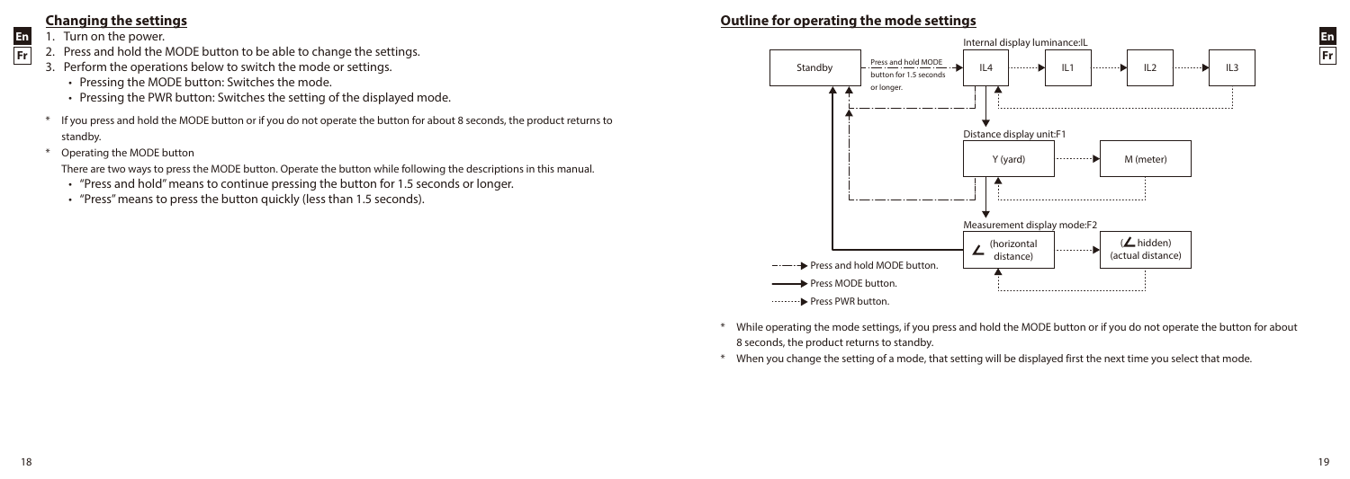## Changing the settings

1. Turn on the power.
2. Press and hold the MODE button to be able to change the settings.
3. Perform the operations below to switch the mode or settings.
   - Pressing the MODE button: Switches the mode.
   - Pressing the PWR button: Switches the setting of the displayed mode.

\* If you press and hold the MODE button or if you do not operate the button for about 8 seconds, the product returns to standby.

\* Operating the MODE button

There are two ways to press the MODE button. Operate the button while following the descriptions in this manual.

- "Press and hold" means to continue pressing the button for 1.5 seconds or longer.
- "Press" means to press the button quickly (less than 1.5 seconds).

## Outline for operating the mode settings

Standby — Press and hold MODE button for 1.5 seconds or longer. →

Internal display luminance:IL

IL4 → IL1 → IL2 → IL3

Distance display unit:F1

Y (yard) → M (meter)

Measurement display mode:F2

∠ (horizontal distance) → (∠ hidden) (actual distance)

-·-·-▶ Press and hold MODE button.

——▶ Press MODE button.

··········▶ Press PWR button.

\* While operating the mode settings, if you press and hold the MODE button or if you do not operate the button for about 8 seconds, the product returns to standby.

\* When you change the setting of a mode, that setting will be displayed first the next time you select that mode.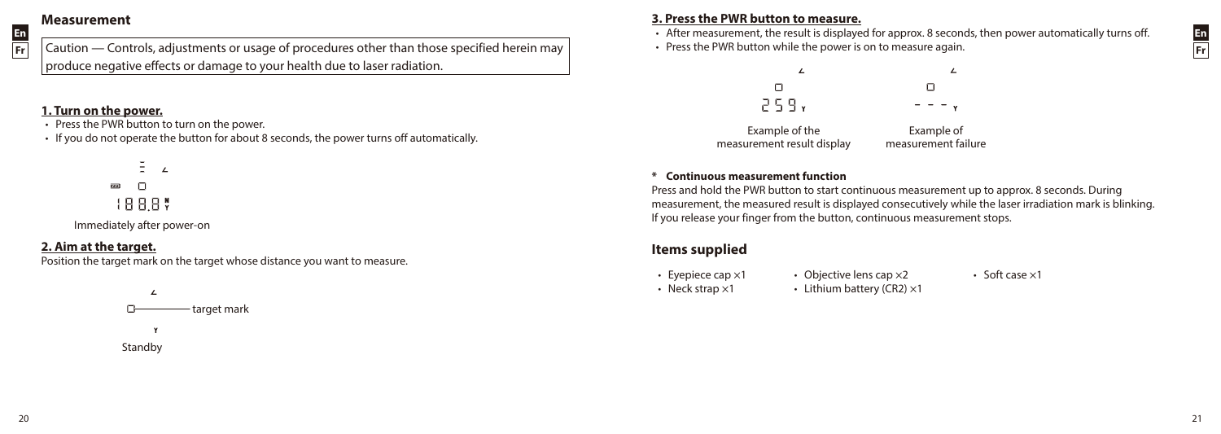## Measurement

Caution — Controls, adjustments or usage of procedures other than those specified herein may produce negative effects or damage to your health due to laser radiation.

### 1. Turn on the power.

- Press the PWR button to turn on the power.
- If you do not operate the button for about 8 seconds, the power turns off automatically.

Immediately after power-on

### 2. Aim at the target.

Position the target mark on the target whose distance you want to measure.

target mark

Standby

### 3. Press the PWR button to measure.

- After measurement, the result is displayed for approx. 8 seconds, then power automatically turns off.
- Press the PWR button while the power is on to measure again.

Example of the measurement result display

Example of measurement failure

**\* Continuous measurement function**

Press and hold the PWR button to start continuous measurement up to approx. 8 seconds. During measurement, the measured result is displayed consecutively while the laser irradiation mark is blinking. If you release your finger from the button, continuous measurement stops.

## Items supplied

- Eyepiece cap ×1
- Neck strap ×1
- Objective lens cap ×2
- Lithium battery (CR2) ×1
- Soft case ×1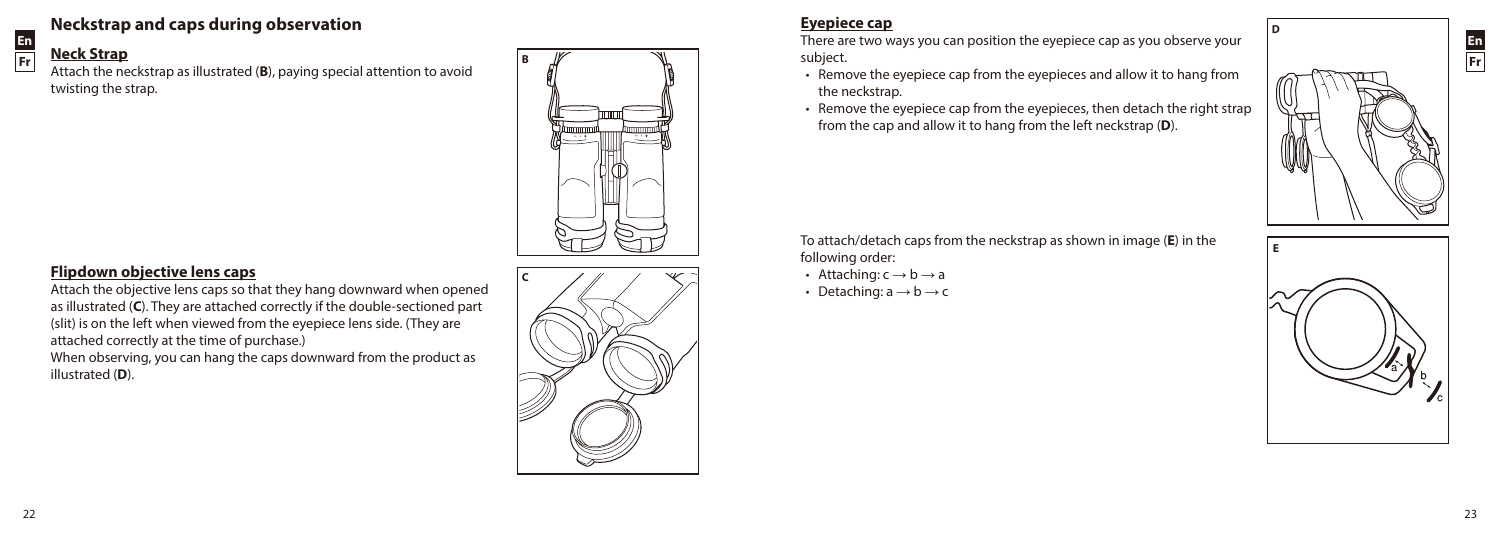# Neckstrap and caps during observation

## Neck Strap

Attach the neckstrap as illustrated (**B**), paying special attention to avoid twisting the strap.

## Flipdown objective lens caps

Attach the objective lens caps so that they hang downward when opened as illustrated (**C**). They are attached correctly if the double-sectioned part (slit) is on the left when viewed from the eyepiece lens side. (They are attached correctly at the time of purchase.)

When observing, you can hang the caps downward from the product as illustrated (**D**).

## Eyepiece cap

There are two ways you can position the eyepiece cap as you observe your subject.

- Remove the eyepiece cap from the eyepieces and allow it to hang from the neckstrap.
- Remove the eyepiece cap from the eyepieces, then detach the right strap from the cap and allow it to hang from the left neckstrap (**D**).

To attach/detach caps from the neckstrap as shown in image (**E**) in the following order:

- Attaching: c → b → a
- Detaching: a → b → c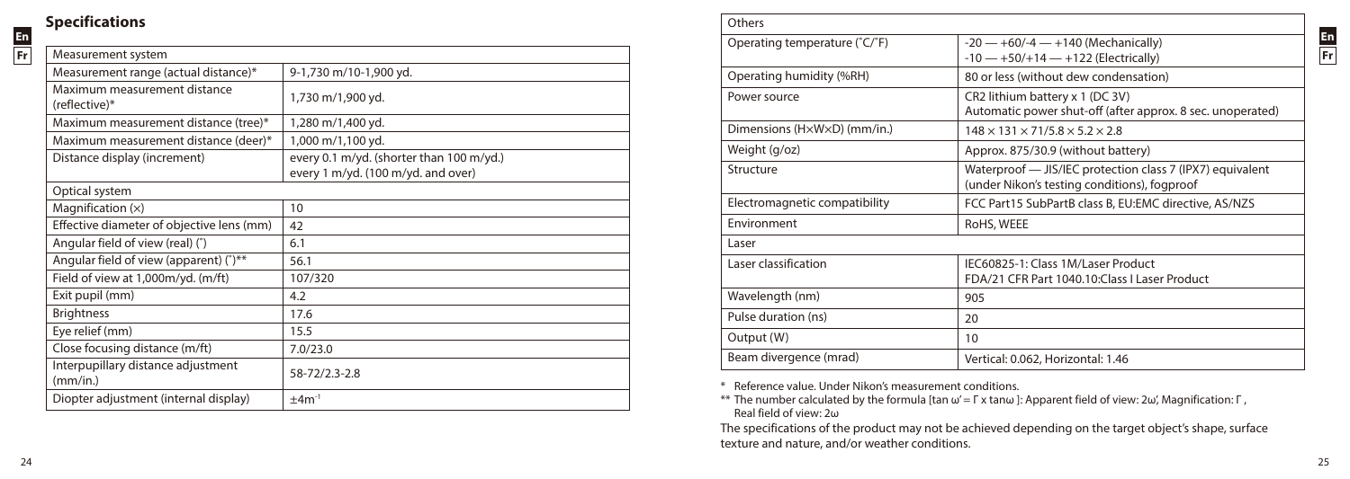## Specifications

| Measurement system | |
|---|---|
| Measurement range (actual distance)* | 9-1,730 m/10-1,900 yd. |
| Maximum measurement distance (reflective)* | 1,730 m/1,900 yd. |
| Maximum measurement distance (tree)* | 1,280 m/1,400 yd. |
| Maximum measurement distance (deer)* | 1,000 m/1,100 yd. |
| Distance display (increment) | every 0.1 m/yd. (shorter than 100 m/yd.)<br>every 1 m/yd. (100 m/yd. and over) |

| Optical system | |
|---|---|
| Magnification (×) | 10 |
| Effective diameter of objective lens (mm) | 42 |
| Angular field of view (real) (°) | 6.1 |
| Angular field of view (apparent) (°)** | 56.1 |
| Field of view at 1,000m/yd. (m/ft) | 107/320 |
| Exit pupil (mm) | 4.2 |
| Brightness | 17.6 |
| Eye relief (mm) | 15.5 |
| Close focusing distance (m/ft) | 7.0/23.0 |
| Interpupillary distance adjustment (mm/in.) | 58-72/2.3-2.8 |
| Diopter adjustment (internal display) | $\pm 4\text{m}^{-1}$ |

| Others | |
|---|---|
| Operating temperature (°C/°F) | -20 — +60/-4 — +140 (Mechanically)<br>-10 — +50/+14 — +122 (Electrically) |
| Operating humidity (%RH) | 80 or less (without dew condensation) |
| Power source | CR2 lithium battery x 1 (DC 3V)<br>Automatic power shut-off (after approx. 8 sec. unoperated) |
| Dimensions (H×W×D) (mm/in.) | 148 × 131 × 71/5.8 × 5.2 × 2.8 |
| Weight (g/oz) | Approx. 875/30.9 (without battery) |
| Structure | Waterproof — JIS/IEC protection class 7 (IPX7) equivalent (under Nikon's testing conditions), fogproof |
| Electromagnetic compatibility | FCC Part15 SubPartB class B, EU:EMC directive, AS/NZS |
| Environment | RoHS, WEEE |

| Laser | |
|---|---|
| Laser classification | IEC60825-1: Class 1M/Laser Product<br>FDA/21 CFR Part 1040.10:Class I Laser Product |
| Wavelength (nm) | 905 |
| Pulse duration (ns) | 20 |
| Output (W) | 10 |
| Beam divergence (mrad) | Vertical: 0.062, Horizontal: 1.46 |

\* Reference value. Under Nikon's measurement conditions.

** The number calculated by the formula [$\tan \omega' = \Gamma \times \tan\omega$ ]: Apparent field of view: $2\omega'$, Magnification: $\Gamma$, Real field of view: $2\omega$

The specifications of the product may not be achieved depending on the target object's shape, surface texture and nature, and/or weather conditions.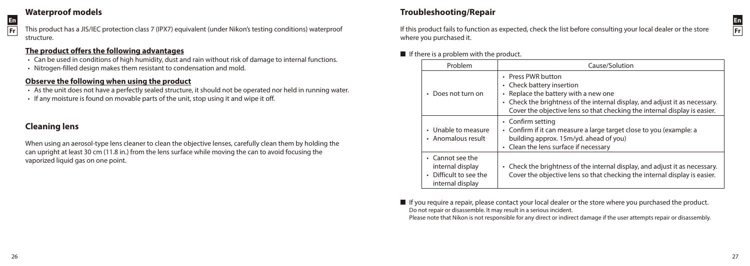## Waterproof models

This product has a JIS/IEC protection class 7 (IPX7) equivalent (under Nikon's testing conditions) waterproof structure.

### The product offers the following advantages

- Can be used in conditions of high humidity, dust and rain without risk of damage to internal functions.
- Nitrogen-filled design makes them resistant to condensation and mold.

### Observe the following when using the product

- As the unit does not have a perfectly sealed structure, it should not be operated nor held in running water.
- If any moisture is found on movable parts of the unit, stop using it and wipe it off.

## Cleaning lens

When using an aerosol-type lens cleaner to clean the objective lenses, carefully clean them by holding the can upright at least 30 cm (11.8 in.) from the lens surface while moving the can to avoid focusing the vaporized liquid gas on one point.

## Troubleshooting/Repair

If this product fails to function as expected, check the list before consulting your local dealer or the store where you purchased it.

■ If there is a problem with the product.

| Problem | Cause/Solution |
|---|---|
| • Does not turn on | • Press PWR button<br>• Check battery insertion<br>• Replace the battery with a new one<br>• Check the brightness of the internal display, and adjust it as necessary. Cover the objective lens so that checking the internal display is easier. |
| • Unable to measure<br>• Anomalous result | • Confirm setting<br>• Confirm if it can measure a large target close to you (example: a building approx. 15m/yd. ahead of you)<br>• Clean the lens surface if necessary |
| • Cannot see the internal display<br>• Difficult to see the internal display | • Check the brightness of the internal display, and adjust it as necessary. Cover the objective lens so that checking the internal display is easier. |

■ If you require a repair, please contact your local dealer or the store where you purchased the product.
Do not repair or disassemble. It may result in a serious incident.
Please note that Nikon is not responsible for any direct or indirect damage if the user attempts repair or disassembly.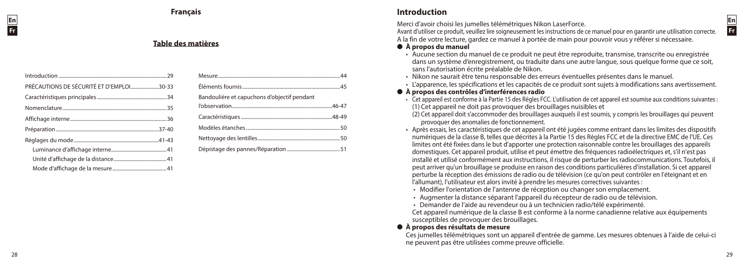# Français

## Table des matières

| | |
|---|---|
| Introduction | 29 |
| PRÉCAUTIONS DE SÉCURITÉ ET D'EMPLOI | 30-33 |
| Caractéristiques principales | 34 |
| Nomenclature | 35 |
| Affichage interne | 36 |
| Préparation | 37-40 |
| Réglages du mode | 41-43 |
| Luminance d'affichage interne | 41 |
| Unité d'affichage de la distance | 41 |
| Mode d'affichage de la mesure | 41 |
| Mesure | 44 |
| Éléments fournis | 45 |
| Bandoulière et capuchons d'objectif pendant l'observation | 46-47 |
| Caractéristiques | 48-49 |
| Modèles étanches | 50 |
| Nettoyage des lentilles | 50 |
| Dépistage des pannes/Réparation | 51 |

## Introduction

Merci d'avoir choisi les jumelles télémétriques Nikon LaserForce.

Avant d'utiliser ce produit, veuillez lire soigneusement les instructions de ce manuel pour en garantir une utilisation correcte.

A la fin de votre lecture, gardez ce manuel à portée de main pour pouvoir vous y référer si nécessaire.

### ● À propos du manuel

- Aucune section du manuel de ce produit ne peut être reproduite, transmise, transcrite ou enregistrée dans un système d'enregistrement, ou traduite dans une autre langue, sous quelque forme que ce soit, sans l'autorisation écrite préalable de Nikon.
- Nikon ne saurait être tenu responsable des erreurs éventuelles présentes dans le manuel.
- L'apparence, les spécifications et les capacités de ce produit sont sujets à modifications sans avertissement.

### ● À propos des contrôles d'interférences radio

- Cet appareil est conforme à la Partie 15 des Règles FCC. L'utilisation de cet appareil est soumise aux conditions suivantes :
  (1) Cet appareil ne doit pas provoquer des brouillages nuisibles et
  (2) Cet appareil doit s'accommoder des brouillages auxquels il est soumis, y compris les brouillages qui peuvent provoquer des anomalies de fonctionnement.
- Après essais, les caractéristiques de cet appareil ont été jugées comme entrant dans les limites des dispositifs numériques de la classe B, telles que décrites à la Partie 15 des Règles FCC et de la directive EMC de l'UE. Ces limites ont été fixées dans le but d'apporter une protection raisonnable contre les brouillages des appareils domestiques. Cet appareil produit, utilise et peut émettre des fréquences radioélectriques et, s'il n'est pas installé et utilisé conformément aux instructions, il risque de perturber les radiocommunications. Toutefois, il peut arriver qu'un brouillage se produise en raison des conditions particulières d'installation. Si cet appareil perturbe la réception des émissions de radio ou de télévision (ce qu'on peut contrôler en l'éteignant et en l'allumant), l'utilisateur est alors invité à prendre les mesures correctives suivantes :
  - Modifier l'orientation de l'antenne de réception ou changer son emplacement.
  - Augmenter la distance séparant l'appareil du récepteur de radio ou de télévision.
  - Demander de l'aide au revendeur ou à un technicien radio/télé expérimenté.

  Cet appareil numérique de la classe B est conforme à la norme canadienne relative aux équipements susceptibles de provoquer des brouillages.

### ● À propos des résultats de mesure

Ces jumelles télémétriques sont un appareil d'entrée de gamme. Les mesures obtenues à l'aide de celui-ci ne peuvent pas être utilisées comme preuve officielle.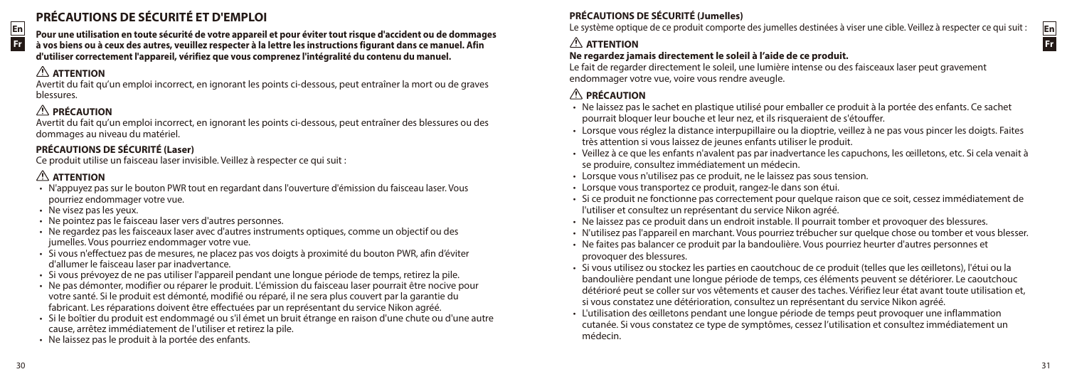## PRÉCAUTIONS DE SÉCURITÉ ET D'EMPLOI

**Pour une utilisation en toute sécurité de votre appareil et pour éviter tout risque d'accident ou de dommages à vos biens ou à ceux des autres, veuillez respecter à la lettre les instructions figurant dans ce manuel. Afin d'utiliser correctement l'appareil, vérifiez que vous comprenez l'intégralité du contenu du manuel.**

### ⚠ ATTENTION

Avertit du fait qu'un emploi incorrect, en ignorant les points ci-dessous, peut entraîner la mort ou de graves blessures.

### ⚠ PRÉCAUTION

Avertit du fait qu'un emploi incorrect, en ignorant les points ci-dessous, peut entraîner des blessures ou des dommages au niveau du matériel.

### PRÉCAUTIONS DE SÉCURITÉ (Laser)

Ce produit utilise un faisceau laser invisible. Veillez à respecter ce qui suit :

### ⚠ ATTENTION

- N'appuyez pas sur le bouton PWR tout en regardant dans l'ouverture d'émission du faisceau laser. Vous pourriez endommager votre vue.
- Ne visez pas les yeux.
- Ne pointez pas le faisceau laser vers d'autres personnes.
- Ne regardez pas les faisceaux laser avec d'autres instruments optiques, comme un objectif ou des jumelles. Vous pourriez endommager votre vue.
- Si vous n'effectuez pas de mesures, ne placez pas vos doigts à proximité du bouton PWR, afin d'éviter d'allumer le faisceau laser par inadvertance.
- Si vous prévoyez de ne pas utiliser l'appareil pendant une longue période de temps, retirez la pile.
- Ne pas démonter, modifier ou réparer le produit. L'émission du faisceau laser pourrait être nocive pour votre santé. Si le produit est démonté, modifié ou réparé, il ne sera plus couvert par la garantie du fabricant. Les réparations doivent être effectuées par un représentant du service Nikon agréé.
- Si le boîtier du produit est endommagé ou s'il émet un bruit étrange en raison d'une chute ou d'une autre cause, arrêtez immédiatement de l'utiliser et retirez la pile.
- Ne laissez pas le produit à la portée des enfants.

### PRÉCAUTIONS DE SÉCURITÉ (Jumelles)

Le système optique de ce produit comporte des jumelles destinées à viser une cible. Veillez à respecter ce qui suit :

### ⚠ ATTENTION

**Ne regardez jamais directement le soleil à l'aide de ce produit.**

Le fait de regarder directement le soleil, une lumière intense ou des faisceaux laser peut gravement endommager votre vue, voire vous rendre aveugle.

### ⚠ PRÉCAUTION

- Ne laissez pas le sachet en plastique utilisé pour emballer ce produit à la portée des enfants. Ce sachet pourrait bloquer leur bouche et leur nez, et ils risqueraient de s'étouffer.
- Lorsque vous réglez la distance interpupillaire ou la dioptrie, veillez à ne pas vous pincer les doigts. Faites très attention si vous laissez de jeunes enfants utiliser le produit.
- Veillez à ce que les enfants n'avalent pas par inadvertance les capuchons, les œilletons, etc. Si cela venait à se produire, consultez immédiatement un médecin.
- Lorsque vous n'utilisez pas ce produit, ne le laissez pas sous tension.
- Lorsque vous transportez ce produit, rangez-le dans son étui.
- Si ce produit ne fonctionne pas correctement pour quelque raison que ce soit, cessez immédiatement de l'utiliser et consultez un représentant du service Nikon agréé.
- Ne laissez pas ce produit dans un endroit instable. Il pourrait tomber et provoquer des blessures.
- N'utilisez pas l'appareil en marchant. Vous pourriez trébucher sur quelque chose ou tomber et vous blesser.
- Ne faites pas balancer ce produit par la bandoulière. Vous pourriez heurter d'autres personnes et provoquer des blessures.
- Si vous utilisez ou stockez les parties en caoutchouc de ce produit (telles que les œilletons), l'étui ou la bandoulière pendant une longue période de temps, ces éléments peuvent se détériorer. Le caoutchouc détérioré peut se coller sur vos vêtements et causer des taches. Vérifiez leur état avant toute utilisation et, si vous constatez une détérioration, consultez un représentant du service Nikon agréé.
- L'utilisation des œilletons pendant une longue période de temps peut provoquer une inflammation cutanée. Si vous constatez ce type de symptômes, cessez l'utilisation et consultez immédiatement un médecin.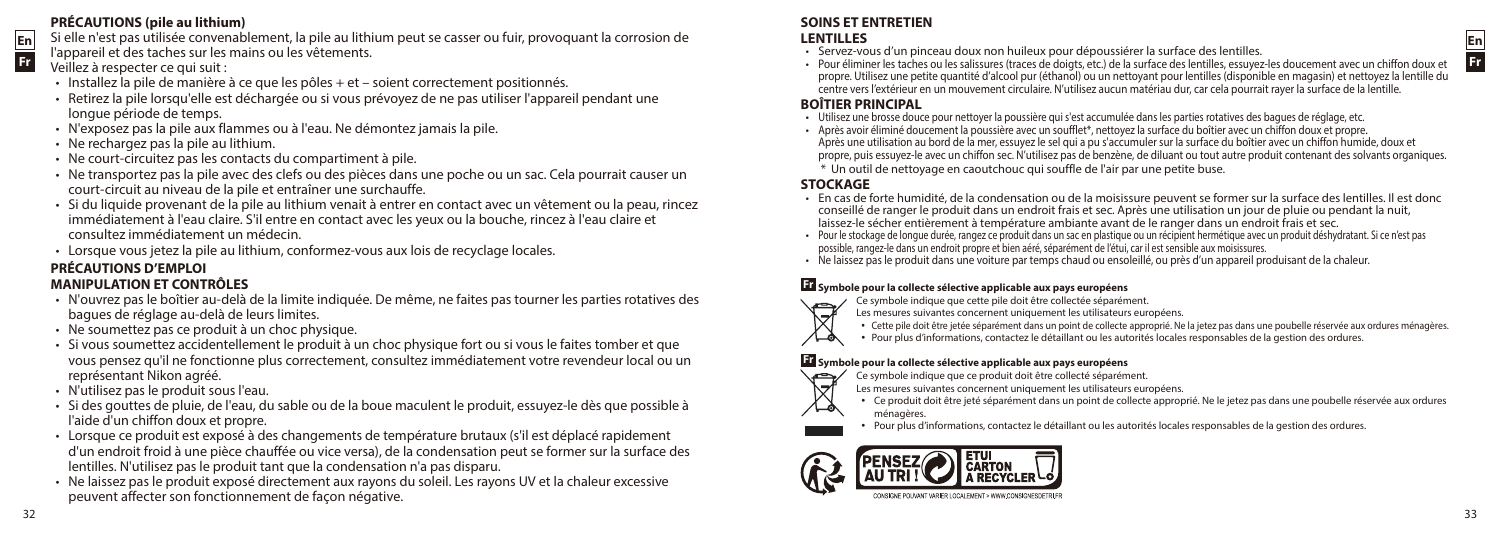## PRÉCAUTIONS (pile au lithium)

Si elle n'est pas utilisée convenablement, la pile au lithium peut se casser ou fuir, provoquant la corrosion de l'appareil et des taches sur les mains ou les vêtements.

Veillez à respecter ce qui suit :

- Installez la pile de manière à ce que les pôles + et – soient correctement positionnés.
- Retirez la pile lorsqu'elle est déchargée ou si vous prévoyez de ne pas utiliser l'appareil pendant une longue période de temps.
- N'exposez pas la pile aux flammes ou à l'eau. Ne démontez jamais la pile.
- Ne rechargez pas la pile au lithium.
- Ne court-circuitez pas les contacts du compartiment à pile.
- Ne transportez pas la pile avec des clefs ou des pièces dans une poche ou un sac. Cela pourrait causer un court-circuit au niveau de la pile et entraîner une surchauffe.
- Si du liquide provenant de la pile au lithium venait à entrer en contact avec un vêtement ou la peau, rincez immédiatement à l'eau claire. S'il entre en contact avec les yeux ou la bouche, rincez à l'eau claire et consultez immédiatement un médecin.
- Lorsque vous jetez la pile au lithium, conformez-vous aux lois de recyclage locales.

## PRÉCAUTIONS D'EMPLOI

### MANIPULATION ET CONTRÔLES

- N'ouvrez pas le boîtier au-delà de la limite indiquée. De même, ne faites pas tourner les parties rotatives des bagues de réglage au-delà de leurs limites.
- Ne soumettez pas ce produit à un choc physique.
- Si vous soumettez accidentellement le produit à un choc physique fort ou si vous le faites tomber et que vous pensez qu'il ne fonctionne plus correctement, consultez immédiatement votre revendeur local ou un représentant Nikon agréé.
- N'utilisez pas le produit sous l'eau.
- Si des gouttes de pluie, de l'eau, du sable ou de la boue maculent le produit, essuyez-le dès que possible à l'aide d'un chiffon doux et propre.
- Lorsque ce produit est exposé à des changements de température brutaux (s'il est déplacé rapidement d'un endroit froid à une pièce chauffée ou vice versa), de la condensation peut se former sur la surface des lentilles. N'utilisez pas le produit tant que la condensation n'a pas disparu.
- Ne laissez pas le produit exposé directement aux rayons du soleil. Les rayons UV et la chaleur excessive peuvent affecter son fonctionnement de façon négative.

## SOINS ET ENTRETIEN

### LENTILLES

- Servez-vous d'un pinceau doux non huileux pour dépoussiérer la surface des lentilles.
- Pour éliminer les taches ou les salissures (traces de doigts, etc.) de la surface des lentilles, essuyez-les doucement avec un chiffon doux et propre. Utilisez une petite quantité d'alcool pur (éthanol) ou un nettoyant pour lentilles (disponible en magasin) et nettoyez la lentille du centre vers l'extérieur en un mouvement circulaire. N'utilisez aucun matériau dur, car cela pourrait rayer la surface de la lentille.

### BOÎTIER PRINCIPAL

- Utilisez une brosse douce pour nettoyer la poussière qui s'est accumulée dans les parties rotatives des bagues de réglage, etc.
- Après avoir éliminé doucement la poussière avec un soufflet*, nettoyez la surface du boîtier avec un chiffon doux et propre. Après une utilisation au bord de la mer, essuyez le sel qui a pu s'accumuler sur la surface du boîtier avec un chiffon humide, doux et propre, puis essuyez-le avec un chiffon sec. N'utilisez pas de benzène, de diluant ou tout autre produit contenant des solvants organiques.
  \* Un outil de nettoyage en caoutchouc qui souffle de l'air par une petite buse.

### STOCKAGE

- En cas de forte humidité, de la condensation ou de la moisissure peuvent se former sur la surface des lentilles. Il est donc conseillé de ranger le produit dans un endroit frais et sec. Après une utilisation un jour de pluie ou pendant la nuit, laissez-le sécher entièrement à température ambiante avant de le ranger dans un endroit frais et sec.
- Pour le stockage de longue durée, rangez ce produit dans un sac en plastique ou un récipient hermétique avec un produit déshydratant. Si ce n'est pas possible, rangez-le dans un endroit propre et bien aéré, séparément de l'étui, car il est sensible aux moisissures.
- Ne laissez pas le produit dans une voiture par temps chaud ou ensoleillé, ou près d'un appareil produisant de la chaleur.

**Fr Symbole pour la collecte sélective applicable aux pays européens**

Ce symbole indique que cette pile doit être collectée séparément.

Les mesures suivantes concernent uniquement les utilisateurs européens.

- Cette pile doit être jetée séparément dans un point de collecte approprié. Ne la jetez pas dans une poubelle réservée aux ordures ménagères.
- Pour plus d'informations, contactez le détaillant ou les autorités locales responsables de la gestion des ordures.

**Fr Symbole pour la collecte sélective applicable aux pays européens**

Ce symbole indique que ce produit doit être collecté séparément.

Les mesures suivantes concernent uniquement les utilisateurs européens.

- Ce produit doit être jeté séparément dans un point de collecte approprié. Ne le jetez pas dans une poubelle réservée aux ordures ménagères.
- Pour plus d'informations, contactez le détaillant ou les autorités locales responsables de la gestion des ordures.

PENSEZ AU TRI ! ETUI CARTON À RECYCLER

CONSIGNE POUVANT VARIER LOCALEMENT > WWW.CONSIGNESDETRI.FR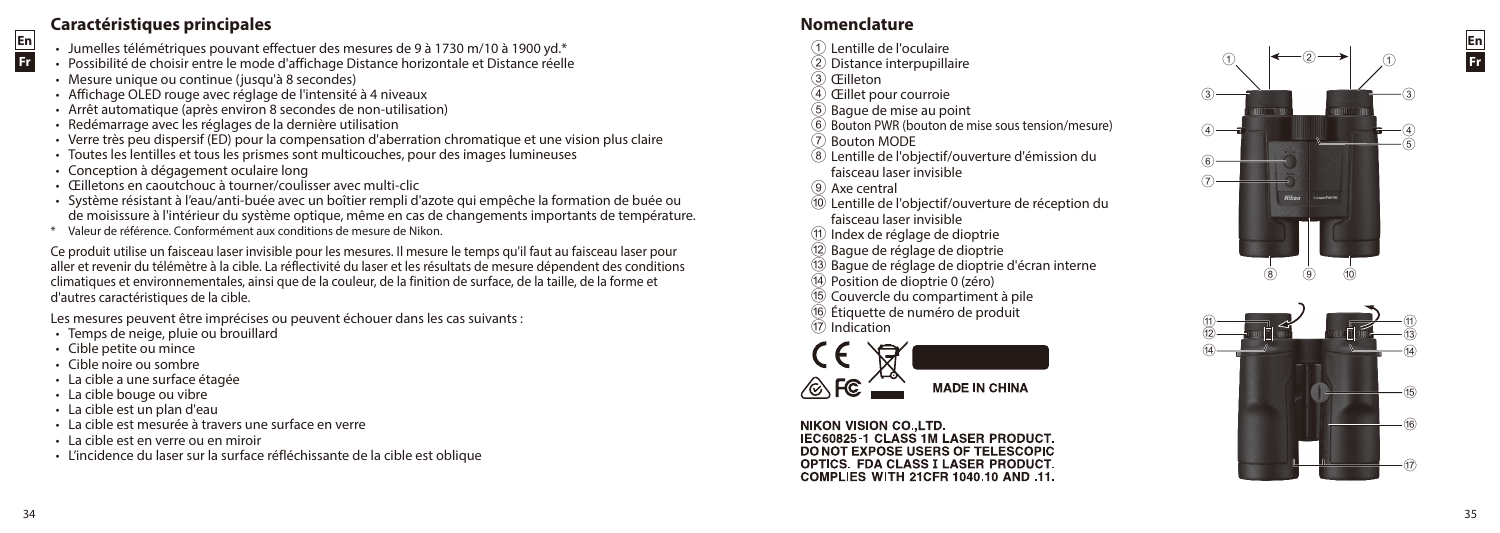## Caractéristiques principales

- Jumelles télémétriques pouvant effectuer des mesures de 9 à 1730 m/10 à 1900 yd.*
- Possibilité de choisir entre le mode d'affichage Distance horizontale et Distance réelle
- Mesure unique ou continue (jusqu'à 8 secondes)
- Affichage OLED rouge avec réglage de l'intensité à 4 niveaux
- Arrêt automatique (après environ 8 secondes de non-utilisation)
- Redémarrage avec les réglages de la dernière utilisation
- Verre très peu dispersif (ED) pour la compensation d'aberration chromatique et une vision plus claire
- Toutes les lentilles et tous les prismes sont multicouches, pour des images lumineuses
- Conception à dégagement oculaire long
- Œilletons en caoutchouc à tourner/coulisser avec multi-clic
- Système résistant à l'eau/anti-buée avec un boîtier rempli d'azote qui empêche la formation de buée ou de moisissure à l'intérieur du système optique, même en cas de changements importants de température.

\* Valeur de référence. Conformément aux conditions de mesure de Nikon.

Ce produit utilise un faisceau laser invisible pour les mesures. Il mesure le temps qu'il faut au faisceau laser pour aller et revenir du télémètre à la cible. La réflectivité du laser et les résultats de mesure dépendent des conditions climatiques et environnementales, ainsi que de la couleur, de la finition de surface, de la taille, de la forme et d'autres caractéristiques de la cible.

Les mesures peuvent être imprécises ou peuvent échouer dans les cas suivants :

- Temps de neige, pluie ou brouillard
- Cible petite ou mince
- Cible noire ou sombre
- La cible a une surface étagée
- La cible bouge ou vibre
- La cible est un plan d'eau
- La cible est mesurée à travers une surface en verre
- La cible est en verre ou en miroir
- L'incidence du laser sur la surface réfléchissante de la cible est oblique

## Nomenclature

1. Lentille de l'oculaire
2. Distance interpupillaire
3. Œilleton
4. Œillet pour courroie
5. Bague de mise au point
6. Bouton PWR (bouton de mise sous tension/mesure)
7. Bouton MODE
8. Lentille de l'objectif/ouverture d'émission du faisceau laser invisible
9. Axe central
10. Lentille de l'objectif/ouverture de réception du faisceau laser invisible
11. Index de réglage de dioptrie
12. Bague de réglage de dioptrie
13. Bague de réglage de dioptrie d'écran interne
14. Position de dioptrie 0 (zéro)
15. Couvercle du compartiment à pile
16. Étiquette de numéro de produit
17. Indication

MADE IN CHINA

NIKON VISION CO.,LTD.
IEC60825-1 CLASS 1M LASER PRODUCT.
DO NOT EXPOSE USERS OF TELESCOPIC OPTICS. FDA CLASS I LASER PRODUCT.
COMPLIES WITH 21CFR 1040.10 AND .11.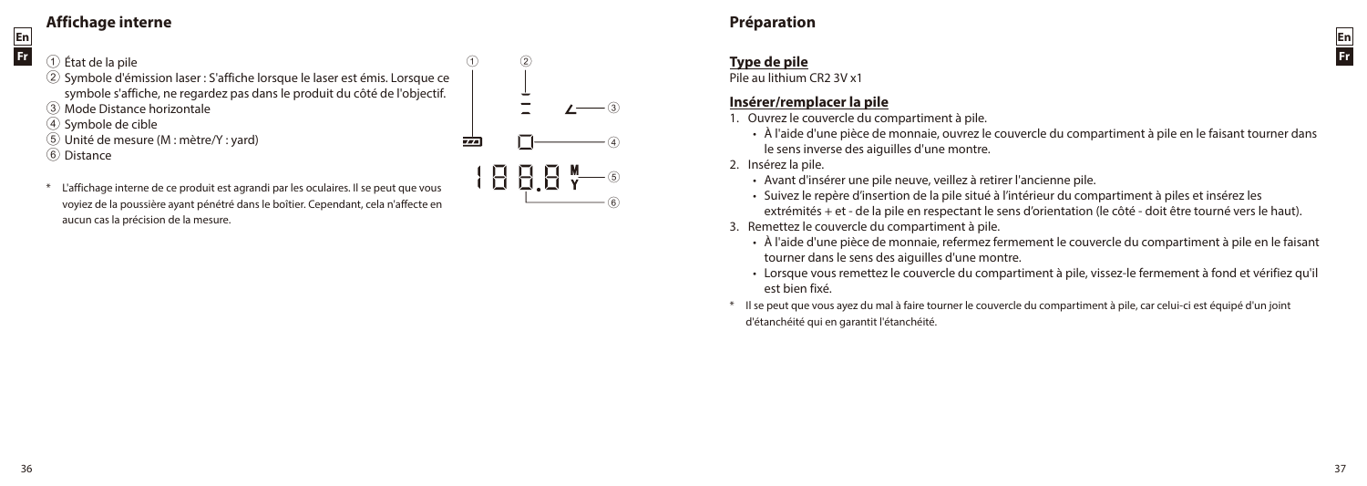## Affichage interne

① État de la pile
② Symbole d'émission laser : S'affiche lorsque le laser est émis. Lorsque ce symbole s'affiche, ne regardez pas dans le produit du côté de l'objectif.
③ Mode Distance horizontale
④ Symbole de cible
⑤ Unité de mesure (M : mètre/Y : yard)
⑥ Distance

\* L'affichage interne de ce produit est agrandi par les oculaires. Il se peut que vous voyiez de la poussière ayant pénétré dans le boîtier. Cependant, cela n'affecte en aucun cas la précision de la mesure.

## Préparation

### Type de pile

Pile au lithium CR2 3V x1

### Insérer/remplacer la pile

1. Ouvrez le couvercle du compartiment à pile.
   - À l'aide d'une pièce de monnaie, ouvrez le couvercle du compartiment à pile en le faisant tourner dans le sens inverse des aiguilles d'une montre.
2. Insérez la pile.
   - Avant d'insérer une pile neuve, veillez à retirer l'ancienne pile.
   - Suivez le repère d'insertion de la pile situé à l'intérieur du compartiment à piles et insérez les extrémités + et - de la pile en respectant le sens d'orientation (le côté - doit être tourné vers le haut).
3. Remettez le couvercle du compartiment à pile.
   - À l'aide d'une pièce de monnaie, refermez fermement le couvercle du compartiment à pile en le faisant tourner dans le sens des aiguilles d'une montre.
   - Lorsque vous remettez le couvercle du compartiment à pile, vissez-le fermement à fond et vérifiez qu'il est bien fixé.

\* Il se peut que vous ayez du mal à faire tourner le couvercle du compartiment à pile, car celui-ci est équipé d'un joint d'étanchéité qui en garantit l'étanchéité.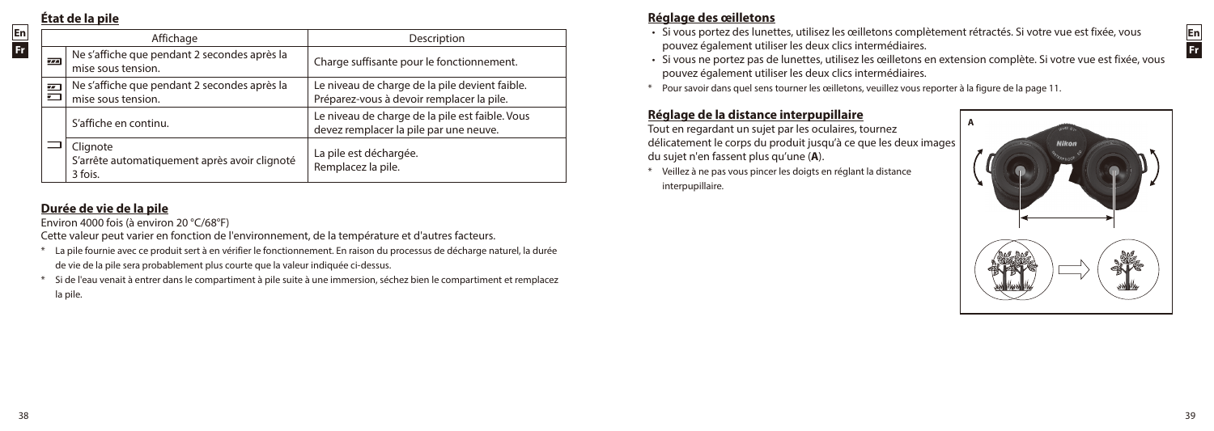## État de la pile

| | Affichage | Description |
|---|---|---|
| | Ne s'affiche que pendant 2 secondes après la mise sous tension. | Charge suffisante pour le fonctionnement. |
| | Ne s'affiche que pendant 2 secondes après la mise sous tension. | Le niveau de charge de la pile devient faible. Préparez-vous à devoir remplacer la pile. |
| | S'affiche en continu. | Le niveau de charge de la pile est faible. Vous devez remplacer la pile par une neuve. |
| | Clignote<br>S'arrête automatiquement après avoir clignoté 3 fois. | La pile est déchargée.<br>Remplacez la pile. |

## Durée de vie de la pile

Environ 4000 fois (à environ 20 °C/68°F)

Cette valeur peut varier en fonction de l'environnement, de la température et d'autres facteurs.

\* La pile fournie avec ce produit sert à en vérifier le fonctionnement. En raison du processus de décharge naturel, la durée de vie de la pile sera probablement plus courte que la valeur indiquée ci-dessus.

\* Si de l'eau venait à entrer dans le compartiment à pile suite à une immersion, séchez bien le compartiment et remplacez la pile.

## Réglage des œilletons

- Si vous portez des lunettes, utilisez les œilletons complètement rétractés. Si votre vue est fixée, vous pouvez également utiliser les deux clics intermédiaires.
- Si vous ne portez pas de lunettes, utilisez les œilletons en extension complète. Si votre vue est fixée, vous pouvez également utiliser les deux clics intermédiaires.

\* Pour savoir dans quel sens tourner les œilletons, veuillez vous reporter à la figure de la page 11.

## Réglage de la distance interpupillaire

Tout en regardant un sujet par les oculaires, tournez délicatement le corps du produit jusqu'à ce que les deux images du sujet n'en fassent plus qu'une (**A**).

\* Veillez à ne pas vous pincer les doigts en réglant la distance interpupillaire.

A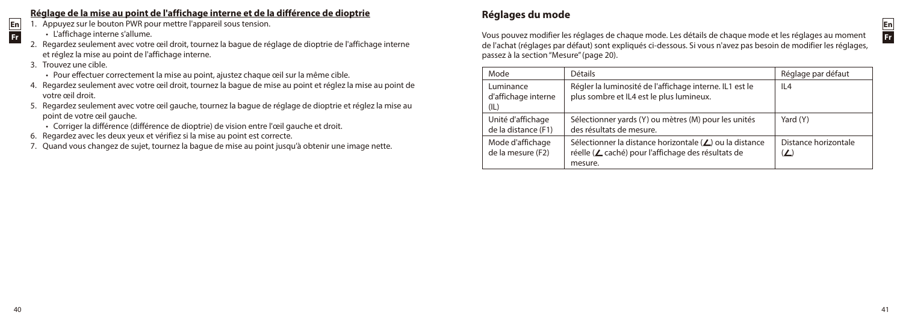### Réglage de la mise au point de l'affichage interne et de la différence de dioptrie

1. Appuyez sur le bouton PWR pour mettre l'appareil sous tension.
   - L'affichage interne s'allume.
2. Regardez seulement avec votre œil droit, tournez la bague de réglage de dioptrie de l'affichage interne et réglez la mise au point de l'affichage interne.
3. Trouvez une cible.
   - Pour effectuer correctement la mise au point, ajustez chaque œil sur la même cible.
4. Regardez seulement avec votre œil droit, tournez la bague de mise au point et réglez la mise au point de votre œil droit.
5. Regardez seulement avec votre œil gauche, tournez la bague de réglage de dioptrie et réglez la mise au point de votre œil gauche.
   - Corriger la différence (différence de dioptrie) de vision entre l'œil gauche et droit.
6. Regardez avec les deux yeux et vérifiez si la mise au point est correcte.
7. Quand vous changez de sujet, tournez la bague de mise au point jusqu'à obtenir une image nette.

## Réglages du mode

Vous pouvez modifier les réglages de chaque mode. Les détails de chaque mode et les réglages au moment de l'achat (réglages par défaut) sont expliqués ci-dessous. Si vous n'avez pas besoin de modifier les réglages, passez à la section "Mesure" (page 20).

| Mode | Détails | Réglage par défaut |
| --- | --- | --- |
| Luminance d'affichage interne (IL) | Régler la luminosité de l'affichage interne. IL1 est le plus sombre et IL4 est le plus lumineux. | IL4 |
| Unité d'affichage de la distance (F1) | Sélectionner yards (Y) ou mètres (M) pour les unités des résultats de mesure. | Yard (Y) |
| Mode d'affichage de la mesure (F2) | Sélectionner la distance horizontale (◿) ou la distance réelle (◿ caché) pour l'affichage des résultats de mesure. | Distance horizontale (◿) |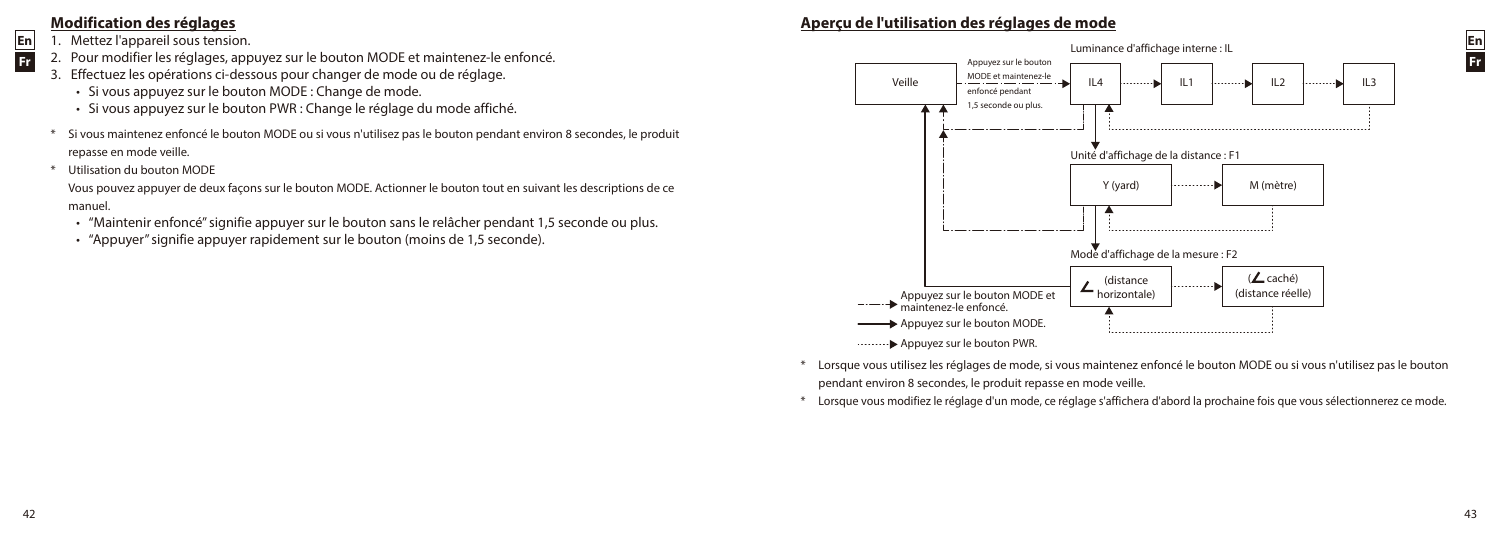## Modification des réglages

1. Mettez l'appareil sous tension.
2. Pour modifier les réglages, appuyez sur le bouton MODE et maintenez-le enfoncé.
3. Effectuez les opérations ci-dessous pour changer de mode ou de réglage.
   - Si vous appuyez sur le bouton MODE : Change de mode.
   - Si vous appuyez sur le bouton PWR : Change le réglage du mode affiché.

\* Si vous maintenez enfoncé le bouton MODE ou si vous n'utilisez pas le bouton pendant environ 8 secondes, le produit repasse en mode veille.

\* Utilisation du bouton MODE

Vous pouvez appuyer de deux façons sur le bouton MODE. Actionner le bouton tout en suivant les descriptions de ce manuel.

- "Maintenir enfoncé" signifie appuyer sur le bouton sans le relâcher pendant 1,5 seconde ou plus.
- "Appuyer" signifie appuyer rapidement sur le bouton (moins de 1,5 seconde).

## Aperçu de l'utilisation des réglages de mode

Veille

Appuyez sur le bouton MODE et maintenez-le enfoncé pendant 1,5 seconde ou plus.

Luminance d'affichage interne : IL

IL4 → IL1 → IL2 → IL3

Unité d'affichage de la distance : F1

Y (yard) → M (mètre)

Mode d'affichage de la mesure : F2

(distance horizontale) → (caché) (distance réelle)

Appuyez sur le bouton MODE et maintenez-le enfoncé.

Appuyez sur le bouton MODE.

Appuyez sur le bouton PWR.

\* Lorsque vous utilisez les réglages de mode, si vous maintenez enfoncé le bouton MODE ou si vous n'utilisez pas le bouton pendant environ 8 secondes, le produit repasse en mode veille.

\* Lorsque vous modifiez le réglage d'un mode, ce réglage s'affichera d'abord la prochaine fois que vous sélectionnerez ce mode.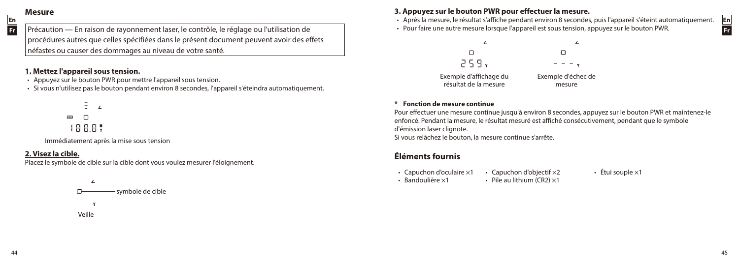## Mesure

Précaution — En raison de rayonnement laser, le contrôle, le réglage ou l'utilisation de procédures autres que celles spécifiées dans le présent document peuvent avoir des effets néfastes ou causer des dommages au niveau de votre santé.

### 1. Mettez l'appareil sous tension.

- Appuyez sur le bouton PWR pour mettre l'appareil sous tension.
- Si vous n'utilisez pas le bouton pendant environ 8 secondes, l'appareil s'éteindra automatiquement.

Immédiatement après la mise sous tension

### 2. Visez la cible.

Placez le symbole de cible sur la cible dont vous voulez mesurer l'éloignement.

symbole de cible

Veille

### 3. Appuyez sur le bouton PWR pour effectuer la mesure.

- Après la mesure, le résultat s'affiche pendant environ 8 secondes, puis l'appareil s'éteint automatiquement.
- Pour faire une autre mesure lorsque l'appareil est sous tension, appuyez sur le bouton PWR.

259

Exemple d'affichage du résultat de la mesure

- - -

Exemple d'échec de mesure

**\* Fonction de mesure continue**

Pour effectuer une mesure continue jusqu'à environ 8 secondes, appuyez sur le bouton PWR et maintenez-le enfoncé. Pendant la mesure, le résultat mesuré est affiché consécutivement, pendant que le symbole d'émission laser clignote.

Si vous relâchez le bouton, la mesure continue s'arrête.

## Éléments fournis

- Capuchon d'oculaire ×1
- Bandoulière ×1
- Capuchon d'objectif ×2
- Pile au lithium (CR2) ×1
- Étui souple ×1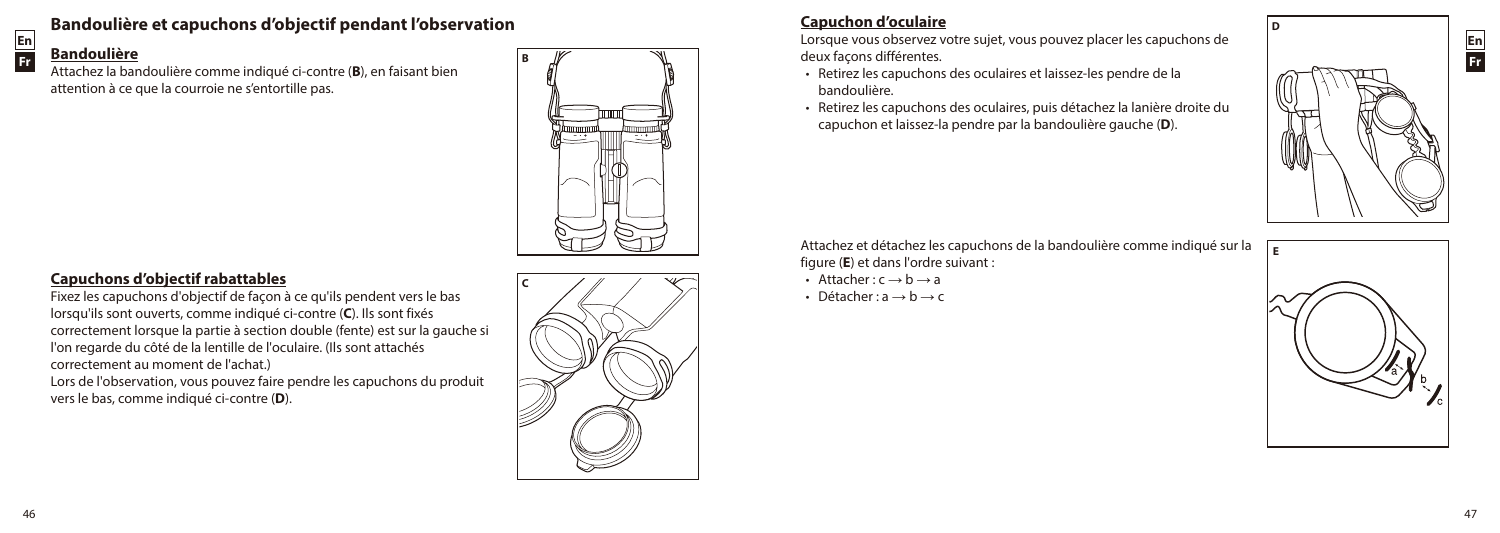# Bandoulière et capuchons d'objectif pendant l'observation

## Bandoulière

Attachez la bandoulière comme indiqué ci-contre (**B**), en faisant bien attention à ce que la courroie ne s'entortille pas.

## Capuchons d'objectif rabattables

Fixez les capuchons d'objectif de façon à ce qu'ils pendent vers le bas lorsqu'ils sont ouverts, comme indiqué ci-contre (**C**). Ils sont fixés correctement lorsque la partie à section double (fente) est sur la gauche si l'on regarde du côté de la lentille de l'oculaire. (Ils sont attachés correctement au moment de l'achat.)

Lors de l'observation, vous pouvez faire pendre les capuchons du produit vers le bas, comme indiqué ci-contre (**D**).

## Capuchon d'oculaire

Lorsque vous observez votre sujet, vous pouvez placer les capuchons de deux façons différentes.

- Retirez les capuchons des oculaires et laissez-les pendre de la bandoulière.
- Retirez les capuchons des oculaires, puis détachez la lanière droite du capuchon et laissez-la pendre par la bandoulière gauche (**D**).

Attachez et détachez les capuchons de la bandoulière comme indiqué sur la figure (**E**) et dans l'ordre suivant :

- Attacher : c → b → a
- Détacher : a → b → c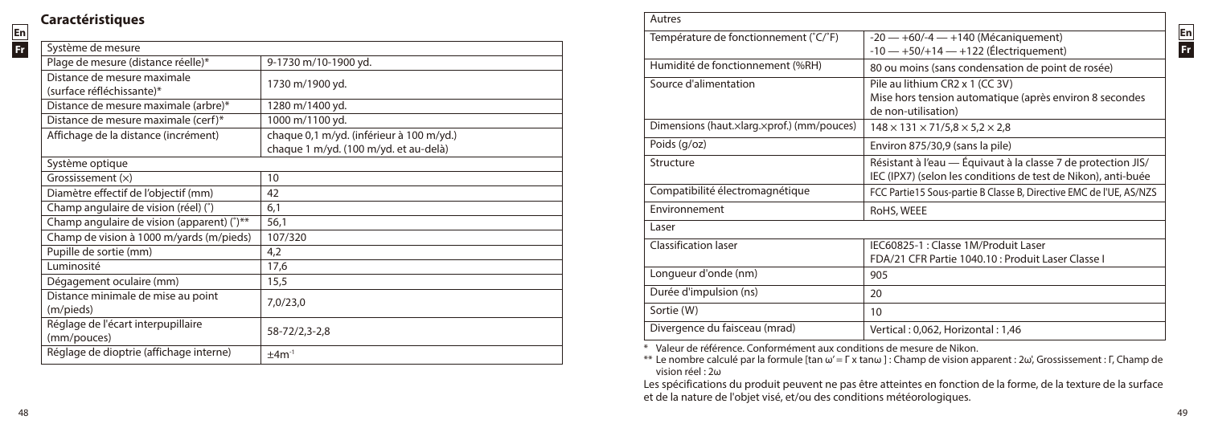## Caractéristiques

| Système de mesure | |
|---|---|
| Plage de mesure (distance réelle)* | 9-1730 m/10-1900 yd. |
| Distance de mesure maximale (surface réfléchissante)* | 1730 m/1900 yd. |
| Distance de mesure maximale (arbre)* | 1280 m/1400 yd. |
| Distance de mesure maximale (cerf)* | 1000 m/1100 yd. |
| Affichage de la distance (incrément) | chaque 0,1 m/yd. (inférieur à 100 m/yd.)<br>chaque 1 m/yd. (100 m/yd. et au-delà) |
| **Système optique** | |
| Grossissement (×) | 10 |
| Diamètre effectif de l'objectif (mm) | 42 |
| Champ angulaire de vision (réel) (°) | 6,1 |
| Champ angulaire de vision (apparent) (°)** | 56,1 |
| Champ de vision à 1000 m/yards (m/pieds) | 107/320 |
| Pupille de sortie (mm) | 4,2 |
| Luminosité | 17,6 |
| Dégagement oculaire (mm) | 15,5 |
| Distance minimale de mise au point (m/pieds) | 7,0/23,0 |
| Réglage de l'écart interpupillaire (mm/pouces) | 58-72/2,3-2,8 |
| Réglage de dioptrie (affichage interne) | $\pm 4m^{-1}$ |

| Autres | |
|---|---|
| Température de fonctionnement (°C/°F) | -20 — +60/-4 — +140 (Mécaniquement)<br>-10 — +50/+14 — +122 (Électriquement) |
| Humidité de fonctionnement (%RH) | 80 ou moins (sans condensation de point de rosée) |
| Source d'alimentation | Pile au lithium CR2 x 1 (CC 3V)<br>Mise hors tension automatique (après environ 8 secondes de non-utilisation) |
| Dimensions (haut.×larg.×prof.) (mm/pouces) | 148 × 131 × 71/5,8 × 5,2 × 2,8 |
| Poids (g/oz) | Environ 875/30,9 (sans la pile) |
| Structure | Résistant à l'eau — Équivaut à la classe 7 de protection JIS/IEC (IPX7) (selon les conditions de test de Nikon), anti-buée |
| Compatibilité électromagnétique | FCC Partie15 Sous-partie B Classe B, Directive EMC de l'UE, AS/NZS |
| Environnement | RoHS, WEEE |
| **Laser** | |
| Classification laser | IEC60825-1 : Classe 1M/Produit Laser<br>FDA/21 CFR Partie 1040.10 : Produit Laser Classe I |
| Longueur d'onde (nm) | 905 |
| Durée d'impulsion (ns) | 20 |
| Sortie (W) | 10 |
| Divergence du faisceau (mrad) | Vertical : 0,062, Horizontal : 1,46 |

\* Valeur de référence. Conformément aux conditions de mesure de Nikon.

\*\* Le nombre calculé par la formule [$\tan \omega' = \Gamma \times \tan\omega$] : Champ de vision apparent : $2\omega'$, Grossissement : $\Gamma$, Champ de vision réel : $2\omega$

Les spécifications du produit peuvent ne pas être atteintes en fonction de la forme, de la texture de la surface et de la nature de l'objet visé, et/ou des conditions météorologiques.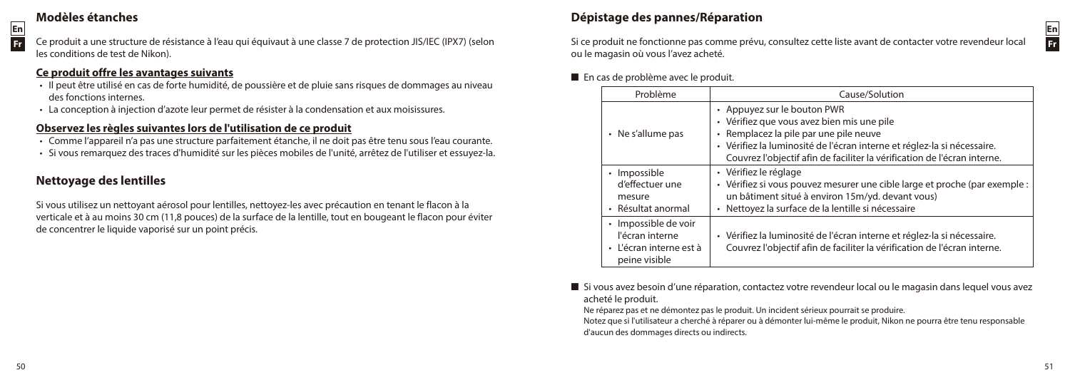## Modèles étanches

Ce produit a une structure de résistance à l'eau qui équivaut à une classe 7 de protection JIS/IEC (IPX7) (selon les conditions de test de Nikon).

**Ce produit offre les avantages suivants**

- Il peut être utilisé en cas de forte humidité, de poussière et de pluie sans risques de dommages au niveau des fonctions internes.
- La conception à injection d'azote leur permet de résister à la condensation et aux moisissures.

**Observez les règles suivantes lors de l'utilisation de ce produit**

- Comme l'appareil n'a pas une structure parfaitement étanche, il ne doit pas être tenu sous l'eau courante.
- Si vous remarquez des traces d'humidité sur les pièces mobiles de l'unité, arrêtez de l'utiliser et essuyez-la.

## Nettoyage des lentilles

Si vous utilisez un nettoyant aérosol pour lentilles, nettoyez-les avec précaution en tenant le flacon à la verticale et à au moins 30 cm (11,8 pouces) de la surface de la lentille, tout en bougeant le flacon pour éviter de concentrer le liquide vaporisé sur un point précis.

## Dépistage des pannes/Réparation

Si ce produit ne fonctionne pas comme prévu, consultez cette liste avant de contacter votre revendeur local ou le magasin où vous l'avez acheté.

■ En cas de problème avec le produit.

| Problème | Cause/Solution |
|---|---|
| • Ne s'allume pas | • Appuyez sur le bouton PWR<br>• Vérifiez que vous avez bien mis une pile<br>• Remplacez la pile par une pile neuve<br>• Vérifiez la luminosité de l'écran interne et réglez-la si nécessaire. Couvrez l'objectif afin de faciliter la vérification de l'écran interne. |
| • Impossible d'effectuer une mesure<br>• Résultat anormal | • Vérifiez le réglage<br>• Vérifiez si vous pouvez mesurer une cible large et proche (par exemple : un bâtiment situé à environ 15m/yd. devant vous)<br>• Nettoyez la surface de la lentille si nécessaire |
| • Impossible de voir l'écran interne<br>• L'écran interne est à peine visible | • Vérifiez la luminosité de l'écran interne et réglez-la si nécessaire. Couvrez l'objectif afin de faciliter la vérification de l'écran interne. |

■ Si vous avez besoin d'une réparation, contactez votre revendeur local ou le magasin dans lequel vous avez acheté le produit.

Ne réparez pas et ne démontez pas le produit. Un incident sérieux pourrait se produire.
Notez que si l'utilisateur a cherché à réparer ou à démonter lui-même le produit, Nikon ne pourra être tenu responsable d'aucun des dommages directs ou indirects.